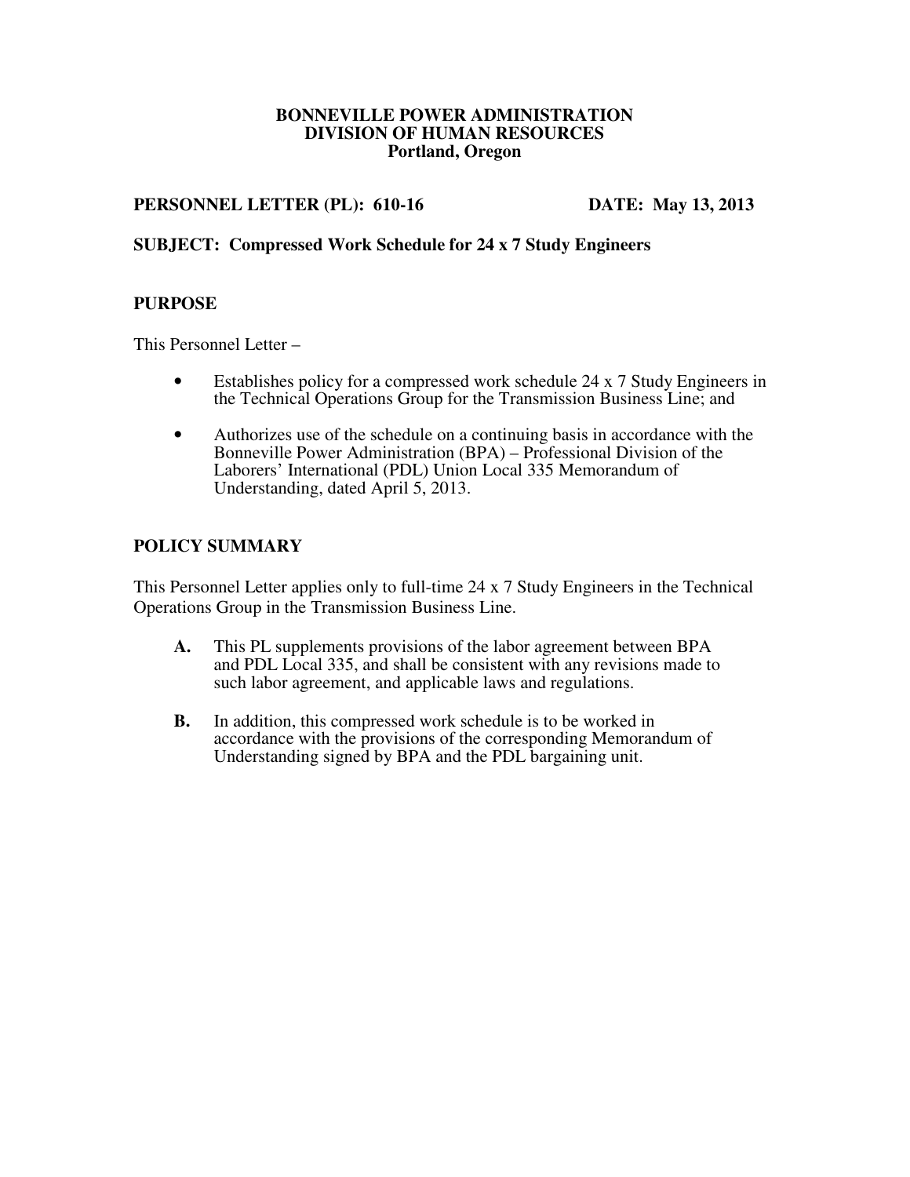**BONNEVILLE POWER ADMINISTRATION**
**DIVISION OF HUMAN RESOURCES**
**Portland, Oregon**

**PERSONNEL LETTER (PL): 610-16** **DATE: May 13, 2013**

**SUBJECT: Compressed Work Schedule for 24 x 7 Study Engineers**

## PURPOSE

This Personnel Letter –

- Establishes policy for a compressed work schedule 24 x 7 Study Engineers in the Technical Operations Group for the Transmission Business Line; and
- Authorizes use of the schedule on a continuing basis in accordance with the Bonneville Power Administration (BPA) – Professional Division of the Laborers' International (PDL) Union Local 335 Memorandum of Understanding, dated April 5, 2013.

## POLICY SUMMARY

This Personnel Letter applies only to full-time 24 x 7 Study Engineers in the Technical Operations Group in the Transmission Business Line.

**A.** This PL supplements provisions of the labor agreement between BPA and PDL Local 335, and shall be consistent with any revisions made to such labor agreement, and applicable laws and regulations.

**B.** In addition, this compressed work schedule is to be worked in accordance with the provisions of the corresponding Memorandum of Understanding signed by BPA and the PDL bargaining unit.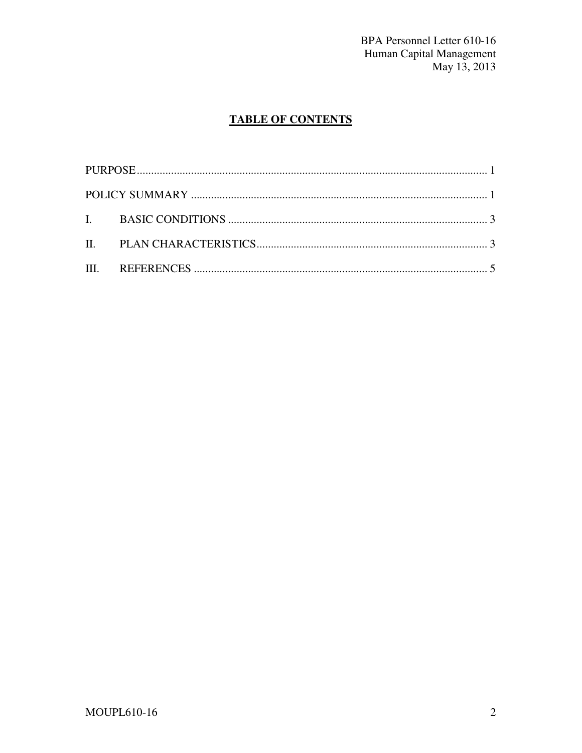## TABLE OF CONTENTS

PURPOSE .......................................................... 1

POLICY SUMMARY .......................................................... 1

I. BASIC CONDITIONS .......................................................... 3

II. PLAN CHARACTERISTICS .......................................................... 3

III. REFERENCES .......................................................... 5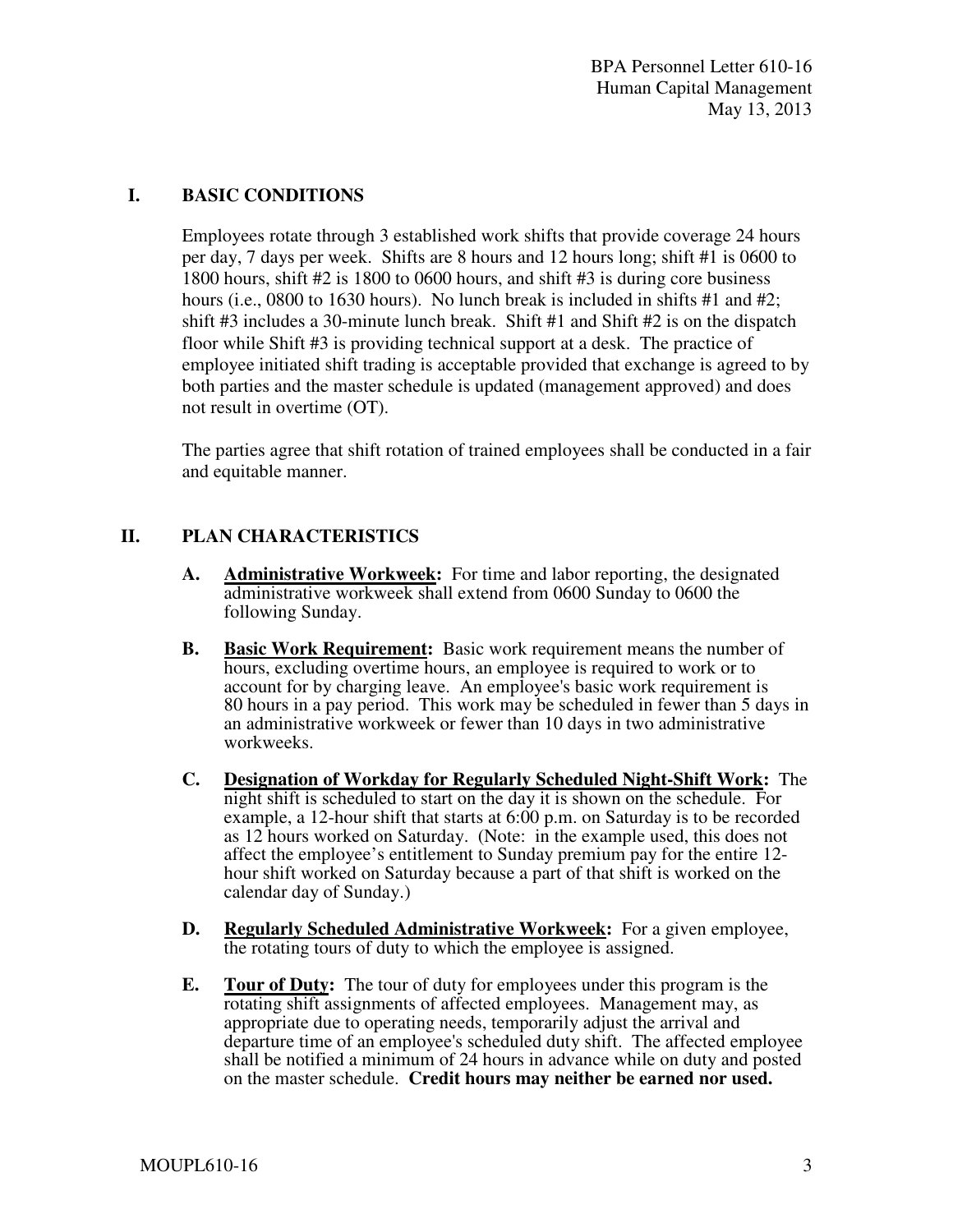## I. BASIC CONDITIONS

Employees rotate through 3 established work shifts that provide coverage 24 hours per day, 7 days per week. Shifts are 8 hours and 12 hours long; shift #1 is 0600 to 1800 hours, shift #2 is 1800 to 0600 hours, and shift #3 is during core business hours (i.e., 0800 to 1630 hours). No lunch break is included in shifts #1 and #2; shift #3 includes a 30-minute lunch break. Shift #1 and Shift #2 is on the dispatch floor while Shift #3 is providing technical support at a desk. The practice of employee initiated shift trading is acceptable provided that exchange is agreed to by both parties and the master schedule is updated (management approved) and does not result in overtime (OT).

The parties agree that shift rotation of trained employees shall be conducted in a fair and equitable manner.

## II. PLAN CHARACTERISTICS

**A. Administrative Workweek:** For time and labor reporting, the designated administrative workweek shall extend from 0600 Sunday to 0600 the following Sunday.

**B. Basic Work Requirement:** Basic work requirement means the number of hours, excluding overtime hours, an employee is required to work or to account for by charging leave. An employee's basic work requirement is 80 hours in a pay period. This work may be scheduled in fewer than 5 days in an administrative workweek or fewer than 10 days in two administrative workweeks.

**C. Designation of Workday for Regularly Scheduled Night-Shift Work:** The night shift is scheduled to start on the day it is shown on the schedule. For example, a 12-hour shift that starts at 6:00 p.m. on Saturday is to be recorded as 12 hours worked on Saturday. (Note: in the example used, this does not affect the employee's entitlement to Sunday premium pay for the entire 12-hour shift worked on Saturday because a part of that shift is worked on the calendar day of Sunday.)

**D. Regularly Scheduled Administrative Workweek:** For a given employee, the rotating tours of duty to which the employee is assigned.

**E. Tour of Duty:** The tour of duty for employees under this program is the rotating shift assignments of affected employees. Management may, as appropriate due to operating needs, temporarily adjust the arrival and departure time of an employee's scheduled duty shift. The affected employee shall be notified a minimum of 24 hours in advance while on duty and posted on the master schedule. **Credit hours may neither be earned nor used.**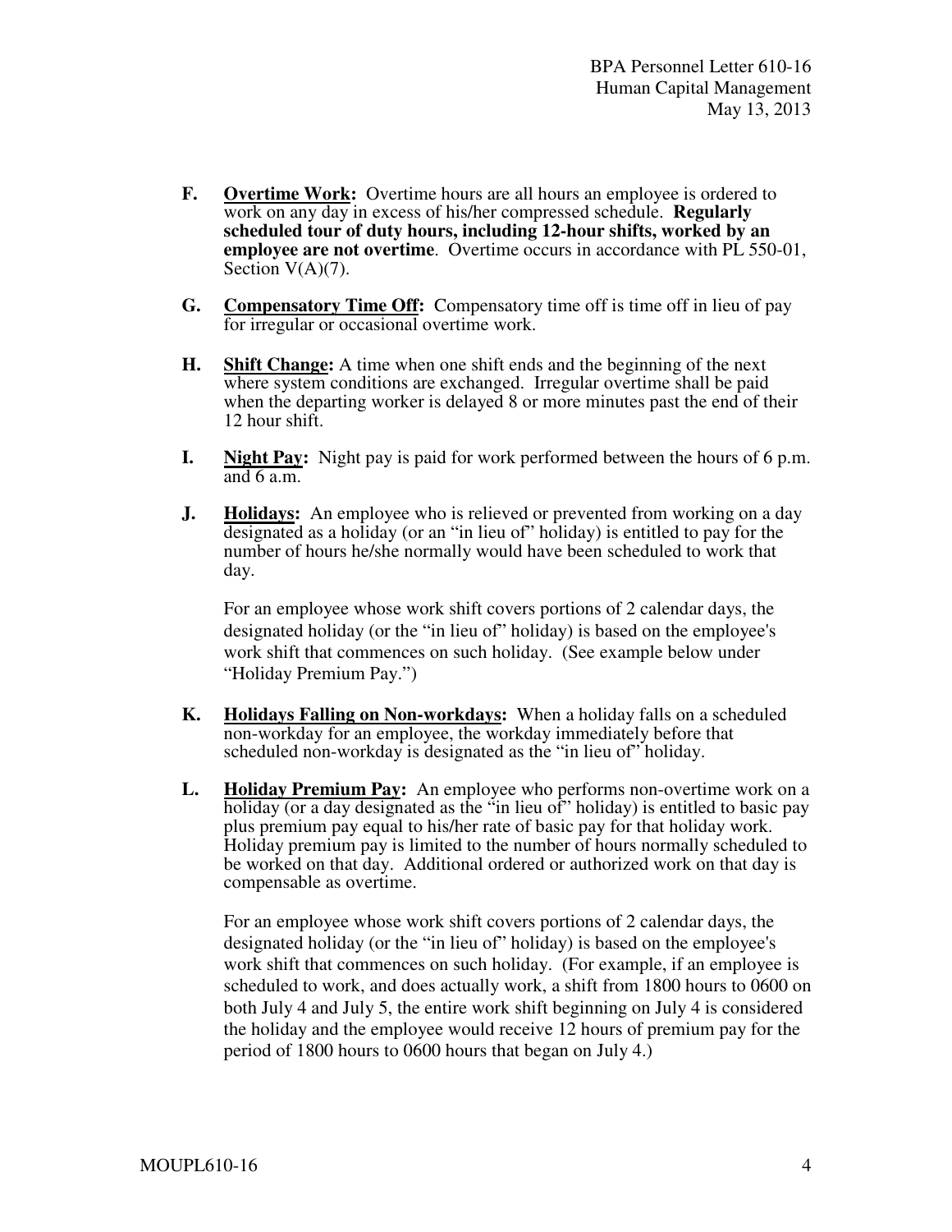**F.** **Overtime Work:** Overtime hours are all hours an employee is ordered to work on any day in excess of his/her compressed schedule. **Regularly scheduled tour of duty hours, including 12-hour shifts, worked by an employee are not overtime**. Overtime occurs in accordance with PL 550-01, Section V(A)(7).

**G.** **Compensatory Time Off:** Compensatory time off is time off in lieu of pay for irregular or occasional overtime work.

**H.** **Shift Change:** A time when one shift ends and the beginning of the next where system conditions are exchanged. Irregular overtime shall be paid when the departing worker is delayed 8 or more minutes past the end of their 12 hour shift.

**I.** **Night Pay:** Night pay is paid for work performed between the hours of 6 p.m. and 6 a.m.

**J.** **Holidays:** An employee who is relieved or prevented from working on a day designated as a holiday (or an "in lieu of" holiday) is entitled to pay for the number of hours he/she normally would have been scheduled to work that day.

For an employee whose work shift covers portions of 2 calendar days, the designated holiday (or the "in lieu of" holiday) is based on the employee's work shift that commences on such holiday. (See example below under "Holiday Premium Pay.")

**K.** **Holidays Falling on Non-workdays:** When a holiday falls on a scheduled non-workday for an employee, the workday immediately before that scheduled non-workday is designated as the "in lieu of" holiday.

**L.** **Holiday Premium Pay:** An employee who performs non-overtime work on a holiday (or a day designated as the "in lieu of" holiday) is entitled to basic pay plus premium pay equal to his/her rate of basic pay for that holiday work. Holiday premium pay is limited to the number of hours normally scheduled to be worked on that day. Additional ordered or authorized work on that day is compensable as overtime.

For an employee whose work shift covers portions of 2 calendar days, the designated holiday (or the "in lieu of" holiday) is based on the employee's work shift that commences on such holiday. (For example, if an employee is scheduled to work, and does actually work, a shift from 1800 hours to 0600 on both July 4 and July 5, the entire work shift beginning on July 4 is considered the holiday and the employee would receive 12 hours of premium pay for the period of 1800 hours to 0600 hours that began on July 4.)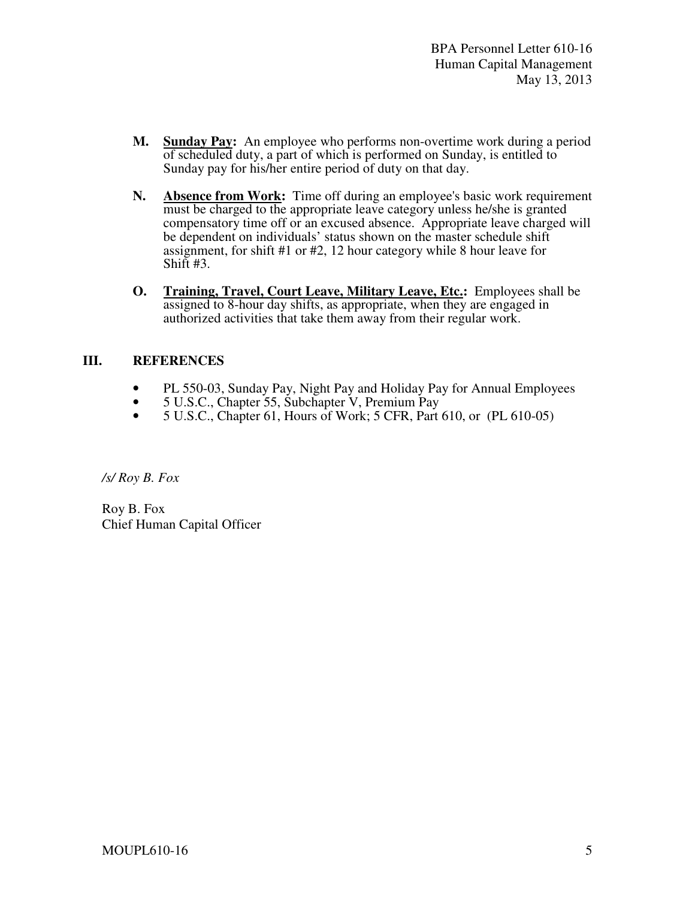**M.** **Sunday Pay:** An employee who performs non-overtime work during a period of scheduled duty, a part of which is performed on Sunday, is entitled to Sunday pay for his/her entire period of duty on that day.

**N.** **Absence from Work:** Time off during an employee's basic work requirement must be charged to the appropriate leave category unless he/she is granted compensatory time off or an excused absence. Appropriate leave charged will be dependent on individuals' status shown on the master schedule shift assignment, for shift #1 or #2, 12 hour category while 8 hour leave for Shift #3.

**O.** **Training, Travel, Court Leave, Military Leave, Etc.:** Employees shall be assigned to 8-hour day shifts, as appropriate, when they are engaged in authorized activities that take them away from their regular work.

## III. REFERENCES

- PL 550-03, Sunday Pay, Night Pay and Holiday Pay for Annual Employees
- 5 U.S.C., Chapter 55, Subchapter V, Premium Pay
- 5 U.S.C., Chapter 61, Hours of Work; 5 CFR, Part 610, or (PL 610-05)

*/s/ Roy B. Fox*

Roy B. Fox
Chief Human Capital Officer